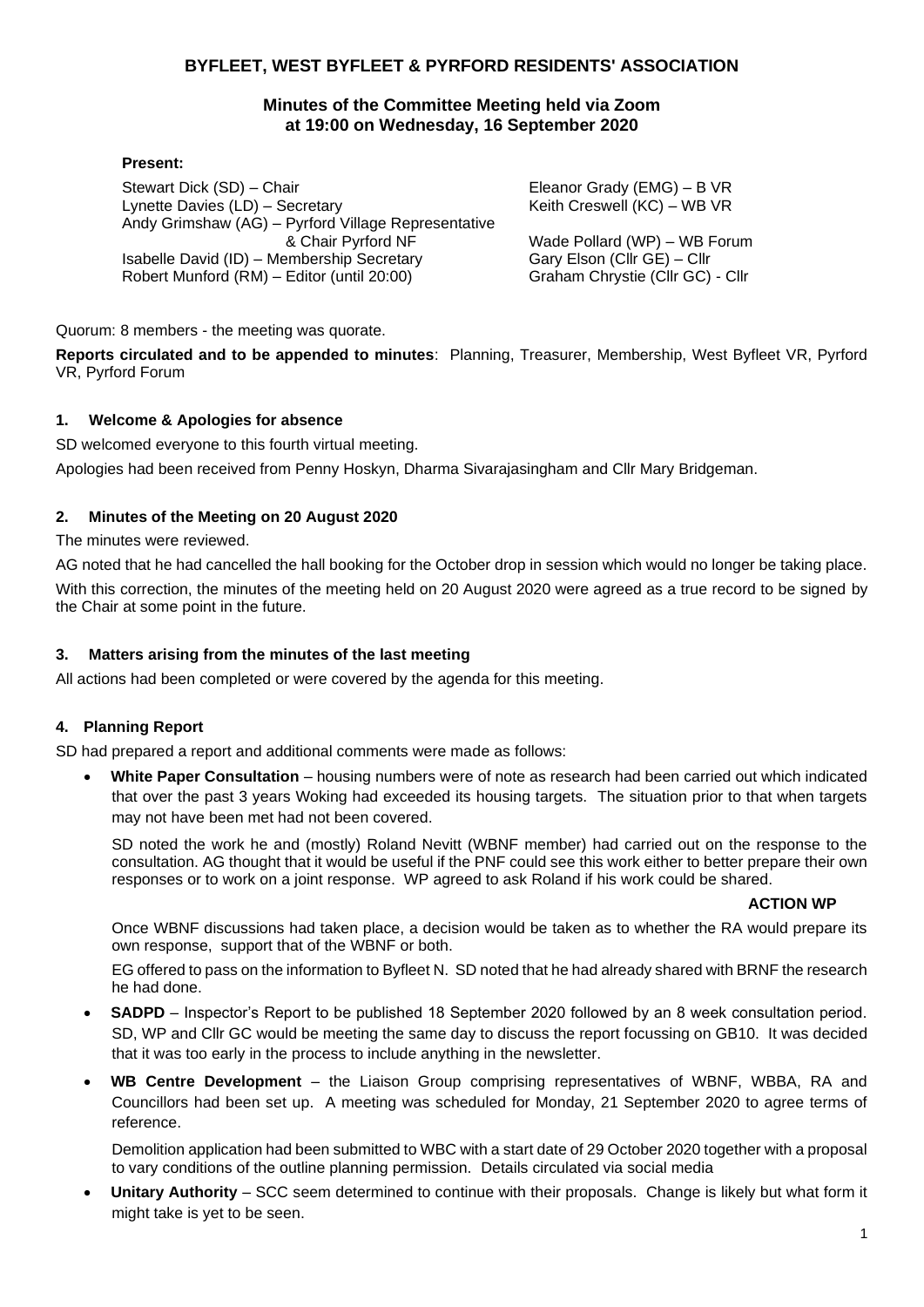# BYFLEET, WEST BYFLEET & PYRFORD RESIDENTS' ASSOCIATION

## Minutes of the Committee Meeting held via Zoom at 19:00 on Wednesday, 16 September 2020

**Present:**

Stewart Dick (SD) – Chair
Lynette Davies (LD) – Secretary
Andy Grimshaw (AG) – Pyrford Village Representative & Chair Pyrford NF
Isabelle David (ID) – Membership Secretary
Robert Munford (RM) – Editor (until 20:00)
Eleanor Grady (EMG) – B VR
Keith Creswell (KC) – WB VR
Wade Pollard (WP) – WB Forum
Gary Elson (Cllr GE) – Cllr
Graham Chrystie (Cllr GC) - Cllr

Quorum: 8 members - the meeting was quorate.

**Reports circulated and to be appended to minutes**: Planning, Treasurer, Membership, West Byfleet VR, Pyrford VR, Pyrford Forum

### 1. Welcome & Apologies for absence

SD welcomed everyone to this fourth virtual meeting.

Apologies had been received from Penny Hoskyn, Dharma Sivarajasingham and Cllr Mary Bridgeman.

### 2. Minutes of the Meeting on 20 August 2020

The minutes were reviewed.

AG noted that he had cancelled the hall booking for the October drop in session which would no longer be taking place.

With this correction, the minutes of the meeting held on 20 August 2020 were agreed as a true record to be signed by the Chair at some point in the future.

### 3. Matters arising from the minutes of the last meeting

All actions had been completed or were covered by the agenda for this meeting.

### 4. Planning Report

SD had prepared a report and additional comments were made as follows:

- **White Paper Consultation** – housing numbers were of note as research had been carried out which indicated that over the past 3 years Woking had exceeded its housing targets. The situation prior to that when targets may not have been met had not been covered.

  SD noted the work he and (mostly) Roland Nevitt (WBNF member) had carried out on the response to the consultation. AG thought that it would be useful if the PNF could see this work either to better prepare their own responses or to work on a joint response. WP agreed to ask Roland if his work could be shared.

  **ACTION WP**

  Once WBNF discussions had taken place, a decision would be taken as to whether the RA would prepare its own response, support that of the WBNF or both.

  EG offered to pass on the information to Byfleet N. SD noted that he had already shared with BRNF the research he had done.

- **SADPD** – Inspector's Report to be published 18 September 2020 followed by an 8 week consultation period. SD, WP and Cllr GC would be meeting the same day to discuss the report focussing on GB10. It was decided that it was too early in the process to include anything in the newsletter.

- **WB Centre Development** – the Liaison Group comprising representatives of WBNF, WBBA, RA and Councillors had been set up. A meeting was scheduled for Monday, 21 September 2020 to agree terms of reference.

  Demolition application had been submitted to WBC with a start date of 29 October 2020 together with a proposal to vary conditions of the outline planning permission. Details circulated via social media

- **Unitary Authority** – SCC seem determined to continue with their proposals. Change is likely but what form it might take is yet to be seen.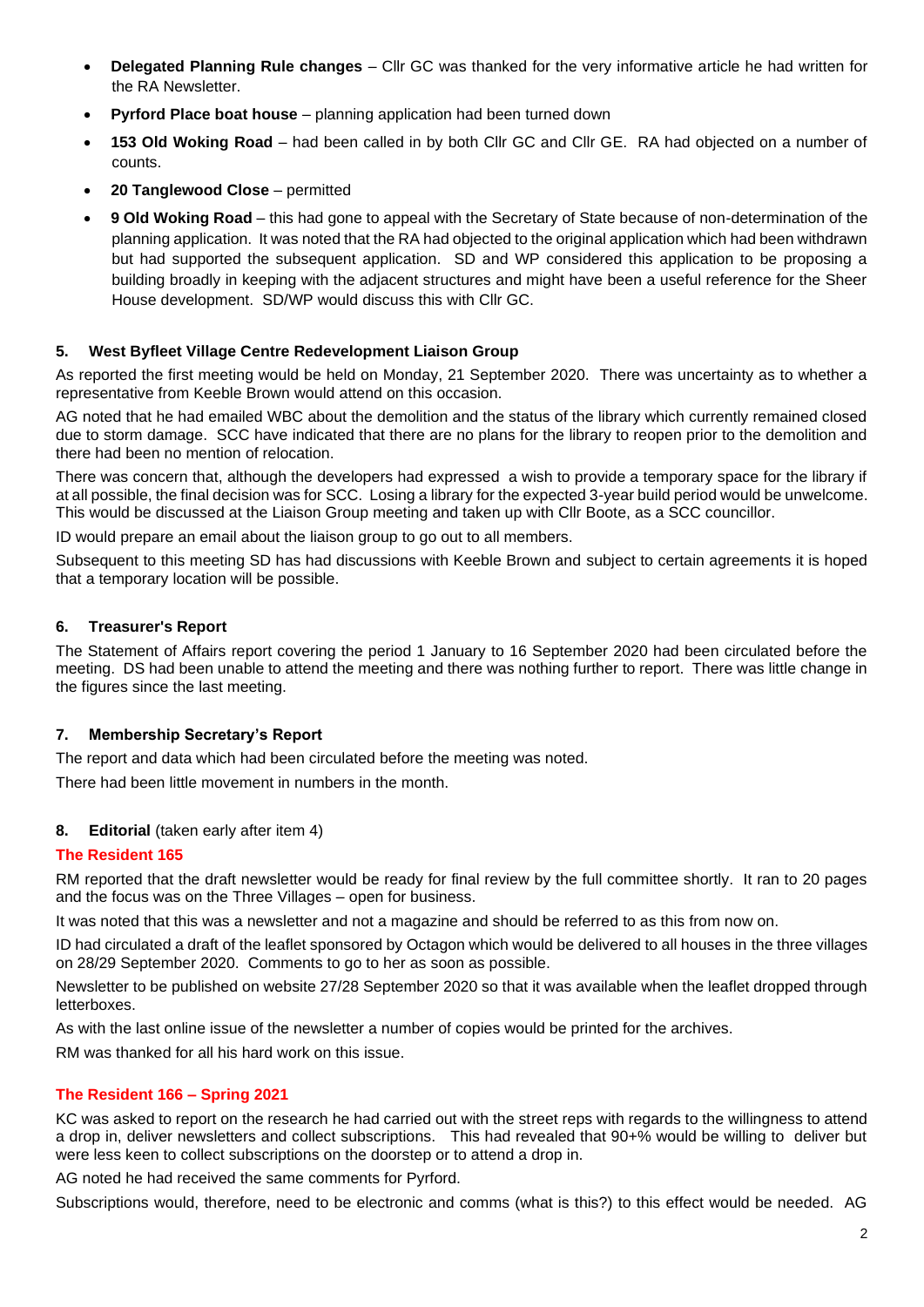- **Delegated Planning Rule changes** – Cllr GC was thanked for the very informative article he had written for the RA Newsletter.
- **Pyrford Place boat house** – planning application had been turned down
- **153 Old Woking Road** – had been called in by both Cllr GC and Cllr GE. RA had objected on a number of counts.
- **20 Tanglewood Close** – permitted
- **9 Old Woking Road** – this had gone to appeal with the Secretary of State because of non-determination of the planning application. It was noted that the RA had objected to the original application which had been withdrawn but had supported the subsequent application. SD and WP considered this application to be proposing a building broadly in keeping with the adjacent structures and might have been a useful reference for the Sheer House development. SD/WP would discuss this with Cllr GC.

### 5. West Byfleet Village Centre Redevelopment Liaison Group

As reported the first meeting would be held on Monday, 21 September 2020. There was uncertainty as to whether a representative from Keeble Brown would attend on this occasion.

AG noted that he had emailed WBC about the demolition and the status of the library which currently remained closed due to storm damage. SCC have indicated that there are no plans for the library to reopen prior to the demolition and there had been no mention of relocation.

There was concern that, although the developers had expressed a wish to provide a temporary space for the library if at all possible, the final decision was for SCC. Losing a library for the expected 3-year build period would be unwelcome. This would be discussed at the Liaison Group meeting and taken up with Cllr Boote, as a SCC councillor.

ID would prepare an email about the liaison group to go out to all members.

Subsequent to this meeting SD has had discussions with Keeble Brown and subject to certain agreements it is hoped that a temporary location will be possible.

### 6. Treasurer's Report

The Statement of Affairs report covering the period 1 January to 16 September 2020 had been circulated before the meeting. DS had been unable to attend the meeting and there was nothing further to report. There was little change in the figures since the last meeting.

### 7. Membership Secretary's Report

The report and data which had been circulated before the meeting was noted.

There had been little movement in numbers in the month.

### 8. Editorial (taken early after item 4)

#### The Resident 165

RM reported that the draft newsletter would be ready for final review by the full committee shortly. It ran to 20 pages and the focus was on the Three Villages – open for business.

It was noted that this was a newsletter and not a magazine and should be referred to as this from now on.

ID had circulated a draft of the leaflet sponsored by Octagon which would be delivered to all houses in the three villages on 28/29 September 2020. Comments to go to her as soon as possible.

Newsletter to be published on website 27/28 September 2020 so that it was available when the leaflet dropped through letterboxes.

As with the last online issue of the newsletter a number of copies would be printed for the archives.

RM was thanked for all his hard work on this issue.

#### The Resident 166 – Spring 2021

KC was asked to report on the research he had carried out with the street reps with regards to the willingness to attend a drop in, deliver newsletters and collect subscriptions. This had revealed that 90+% would be willing to deliver but were less keen to collect subscriptions on the doorstep or to attend a drop in.

AG noted he had received the same comments for Pyrford.

Subscriptions would, therefore, need to be electronic and comms (what is this?) to this effect would be needed. AG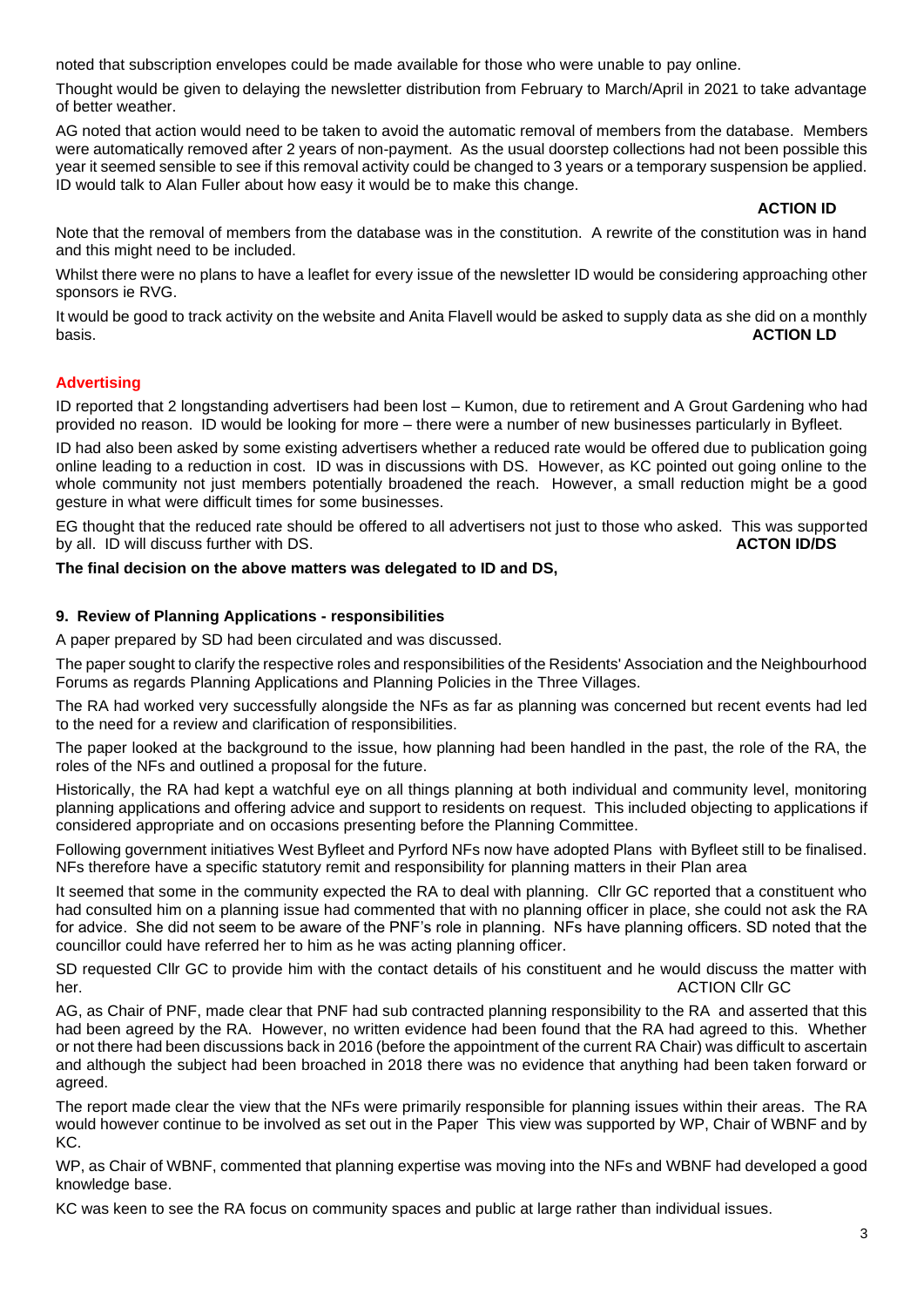noted that subscription envelopes could be made available for those who were unable to pay online.

Thought would be given to delaying the newsletter distribution from February to March/April in 2021 to take advantage of better weather.

AG noted that action would need to be taken to avoid the automatic removal of members from the database. Members were automatically removed after 2 years of non-payment. As the usual doorstep collections had not been possible this year it seemed sensible to see if this removal activity could be changed to 3 years or a temporary suspension be applied. ID would talk to Alan Fuller about how easy it would be to make this change.

**ACTION ID**

Note that the removal of members from the database was in the constitution. A rewrite of the constitution was in hand and this might need to be included.

Whilst there were no plans to have a leaflet for every issue of the newsletter ID would be considering approaching other sponsors ie RVG.

It would be good to track activity on the website and Anita Flavell would be asked to supply data as she did on a monthly basis. **ACTION LD**

## Advertising

ID reported that 2 longstanding advertisers had been lost – Kumon, due to retirement and A Grout Gardening who had provided no reason. ID would be looking for more – there were a number of new businesses particularly in Byfleet.

ID had also been asked by some existing advertisers whether a reduced rate would be offered due to publication going online leading to a reduction in cost. ID was in discussions with DS. However, as KC pointed out going online to the whole community not just members potentially broadened the reach. However, a small reduction might be a good gesture in what were difficult times for some businesses.

EG thought that the reduced rate should be offered to all advertisers not just to those who asked. This was supported by all. ID will discuss further with DS. **ACTON ID/DS**

**The final decision on the above matters was delegated to ID and DS,**

## 9. Review of Planning Applications - responsibilities

A paper prepared by SD had been circulated and was discussed.

The paper sought to clarify the respective roles and responsibilities of the Residents' Association and the Neighbourhood Forums as regards Planning Applications and Planning Policies in the Three Villages.

The RA had worked very successfully alongside the NFs as far as planning was concerned but recent events had led to the need for a review and clarification of responsibilities.

The paper looked at the background to the issue, how planning had been handled in the past, the role of the RA, the roles of the NFs and outlined a proposal for the future.

Historically, the RA had kept a watchful eye on all things planning at both individual and community level, monitoring planning applications and offering advice and support to residents on request. This included objecting to applications if considered appropriate and on occasions presenting before the Planning Committee.

Following government initiatives West Byfleet and Pyrford NFs now have adopted Plans with Byfleet still to be finalised. NFs therefore have a specific statutory remit and responsibility for planning matters in their Plan area

It seemed that some in the community expected the RA to deal with planning. Cllr GC reported that a constituent who had consulted him on a planning issue had commented that with no planning officer in place, she could not ask the RA for advice. She did not seem to be aware of the PNF's role in planning. NFs have planning officers. SD noted that the councillor could have referred her to him as he was acting planning officer.

SD requested Cllr GC to provide him with the contact details of his constituent and he would discuss the matter with her. ACTION Cllr GC

AG, as Chair of PNF, made clear that PNF had sub contracted planning responsibility to the RA and asserted that this had been agreed by the RA. However, no written evidence had been found that the RA had agreed to this. Whether or not there had been discussions back in 2016 (before the appointment of the current RA Chair) was difficult to ascertain and although the subject had been broached in 2018 there was no evidence that anything had been taken forward or agreed.

The report made clear the view that the NFs were primarily responsible for planning issues within their areas. The RA would however continue to be involved as set out in the Paper This view was supported by WP, Chair of WBNF and by KC.

WP, as Chair of WBNF, commented that planning expertise was moving into the NFs and WBNF had developed a good knowledge base.

KC was keen to see the RA focus on community spaces and public at large rather than individual issues.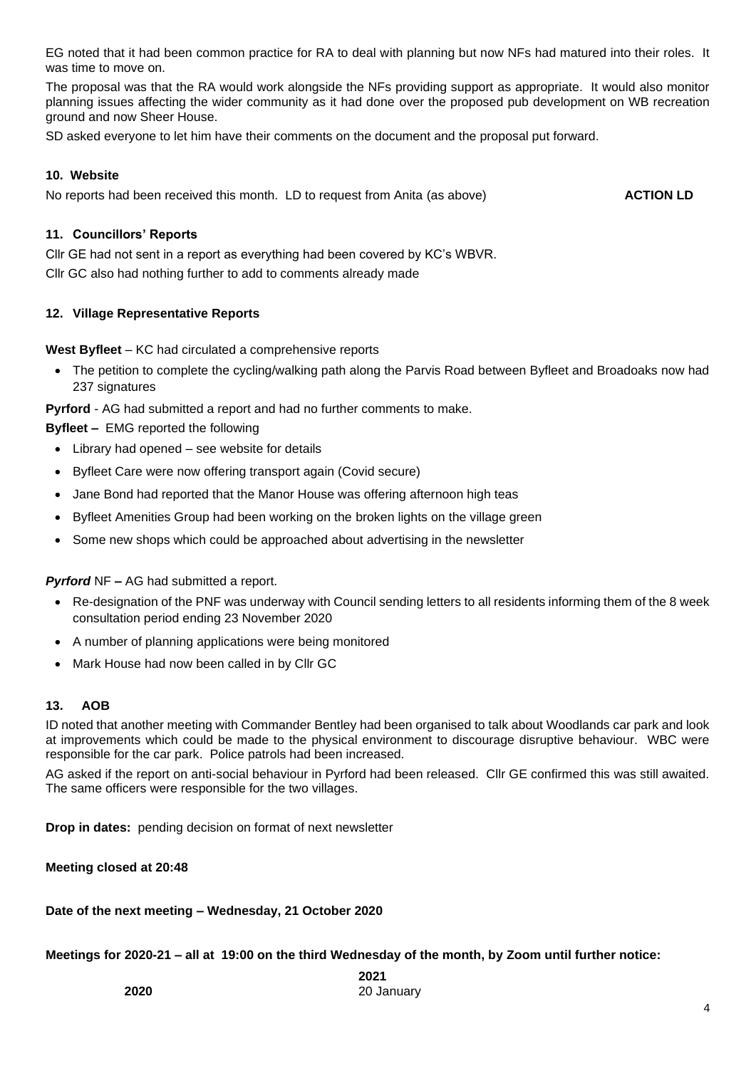EG noted that it had been common practice for RA to deal with planning but now NFs had matured into their roles. It was time to move on.

The proposal was that the RA would work alongside the NFs providing support as appropriate. It would also monitor planning issues affecting the wider community as it had done over the proposed pub development on WB recreation ground and now Sheer House.

SD asked everyone to let him have their comments on the document and the proposal put forward.

### 10. Website

No reports had been received this month. LD to request from Anita (as above) **ACTION LD**

### 11. Councillors' Reports

Cllr GE had not sent in a report as everything had been covered by KC's WBVR.

Cllr GC also had nothing further to add to comments already made

### 12. Village Representative Reports

**West Byfleet** – KC had circulated a comprehensive reports

- The petition to complete the cycling/walking path along the Parvis Road between Byfleet and Broadoaks now had 237 signatures

**Pyrford** - AG had submitted a report and had no further comments to make.

**Byfleet –** EMG reported the following

- Library had opened – see website for details
- Byfleet Care were now offering transport again (Covid secure)
- Jane Bond had reported that the Manor House was offering afternoon high teas
- Byfleet Amenities Group had been working on the broken lights on the village green
- Some new shops which could be approached about advertising in the newsletter

***Pyrford*** NF **–** AG had submitted a report.

- Re-designation of the PNF was underway with Council sending letters to all residents informing them of the 8 week consultation period ending 23 November 2020
- A number of planning applications were being monitored
- Mark House had now been called in by Cllr GC

### 13. AOB

ID noted that another meeting with Commander Bentley had been organised to talk about Woodlands car park and look at improvements which could be made to the physical environment to discourage disruptive behaviour. WBC were responsible for the car park. Police patrols had been increased.

AG asked if the report on anti-social behaviour in Pyrford had been released. Cllr GE confirmed this was still awaited. The same officers were responsible for the two villages.

**Drop in dates:** pending decision on format of next newsletter

**Meeting closed at 20:48**

**Date of the next meeting – Wednesday, 21 October 2020**

**Meetings for 2020-21 – all at 19:00 on the third Wednesday of the month, by Zoom until further notice:**

| **2020** | **2021** |
|---|---|
| | 20 January |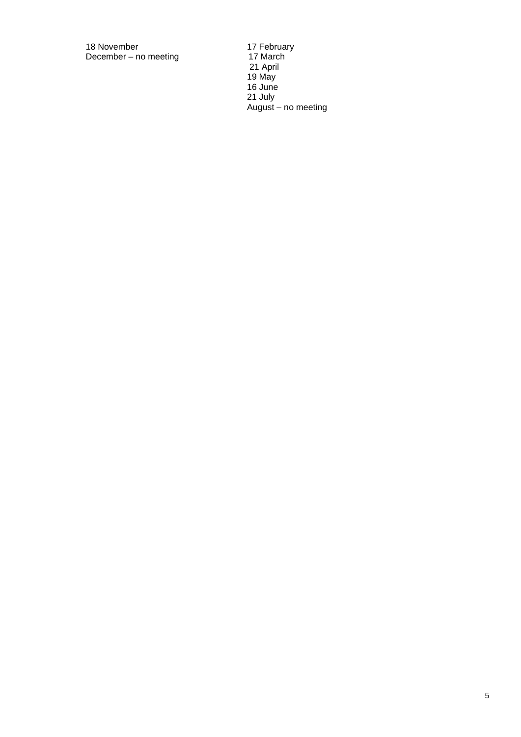18 November
December – no meeting

17 February
17 March
21 April
19 May
16 June
21 July
August – no meeting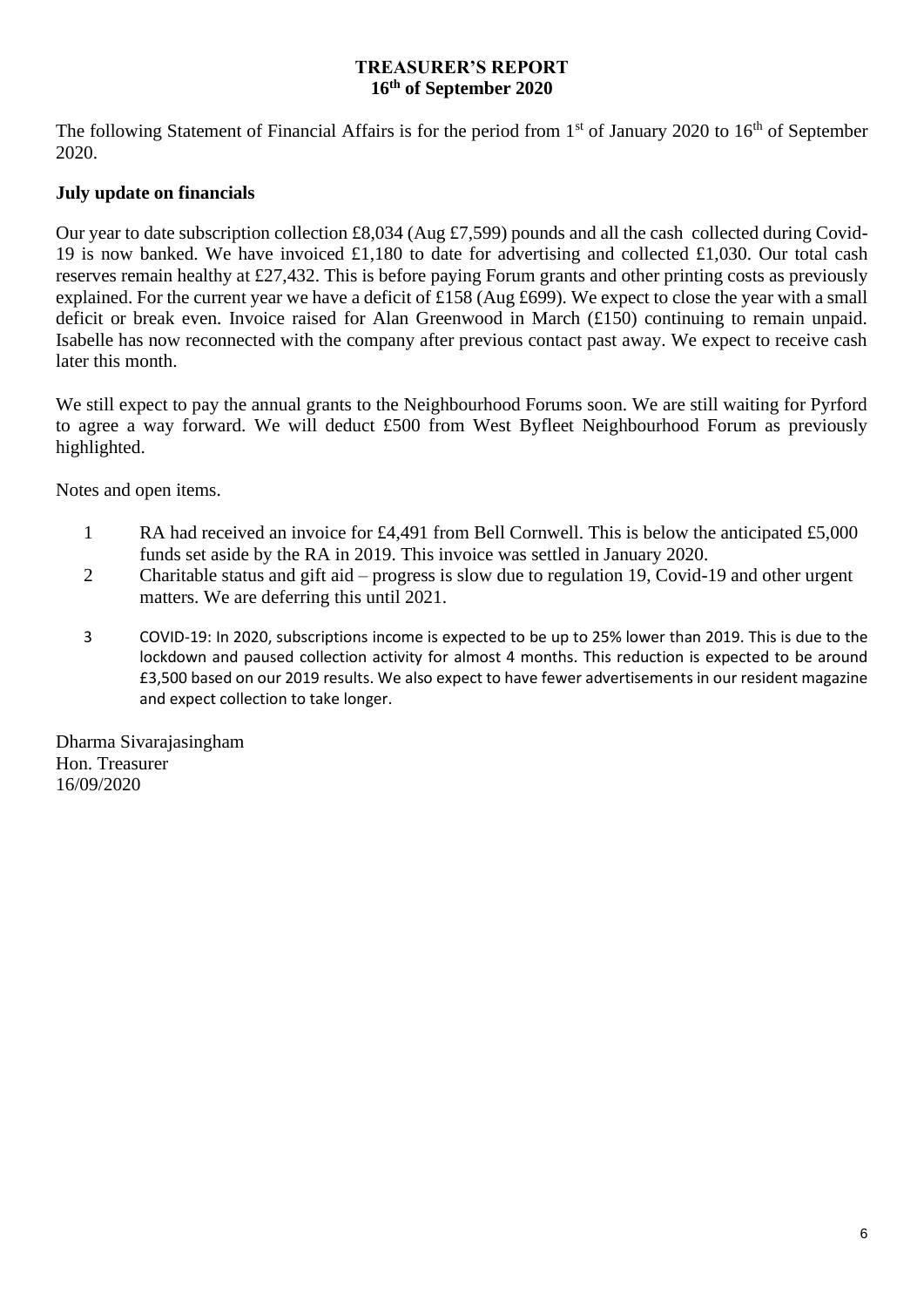# TREASURER'S REPORT
## 16th of September 2020

The following Statement of Financial Affairs is for the period from 1st of January 2020 to 16th of September 2020.

**July update on financials**

Our year to date subscription collection £8,034 (Aug £7,599) pounds and all the cash collected during Covid-19 is now banked. We have invoiced £1,180 to date for advertising and collected £1,030. Our total cash reserves remain healthy at £27,432. This is before paying Forum grants and other printing costs as previously explained. For the current year we have a deficit of £158 (Aug £699). We expect to close the year with a small deficit or break even. Invoice raised for Alan Greenwood in March (£150) continuing to remain unpaid. Isabelle has now reconnected with the company after previous contact past away. We expect to receive cash later this month.

We still expect to pay the annual grants to the Neighbourhood Forums soon. We are still waiting for Pyrford to agree a way forward. We will deduct £500 from West Byfleet Neighbourhood Forum as previously highlighted.

Notes and open items.

1. RA had received an invoice for £4,491 from Bell Cornwell. This is below the anticipated £5,000 funds set aside by the RA in 2019. This invoice was settled in January 2020.
2. Charitable status and gift aid – progress is slow due to regulation 19, Covid-19 and other urgent matters. We are deferring this until 2021.
3. COVID-19: In 2020, subscriptions income is expected to be up to 25% lower than 2019. This is due to the lockdown and paused collection activity for almost 4 months. This reduction is expected to be around £3,500 based on our 2019 results. We also expect to have fewer advertisements in our resident magazine and expect collection to take longer.

Dharma Sivarajasingham
Hon. Treasurer
16/09/2020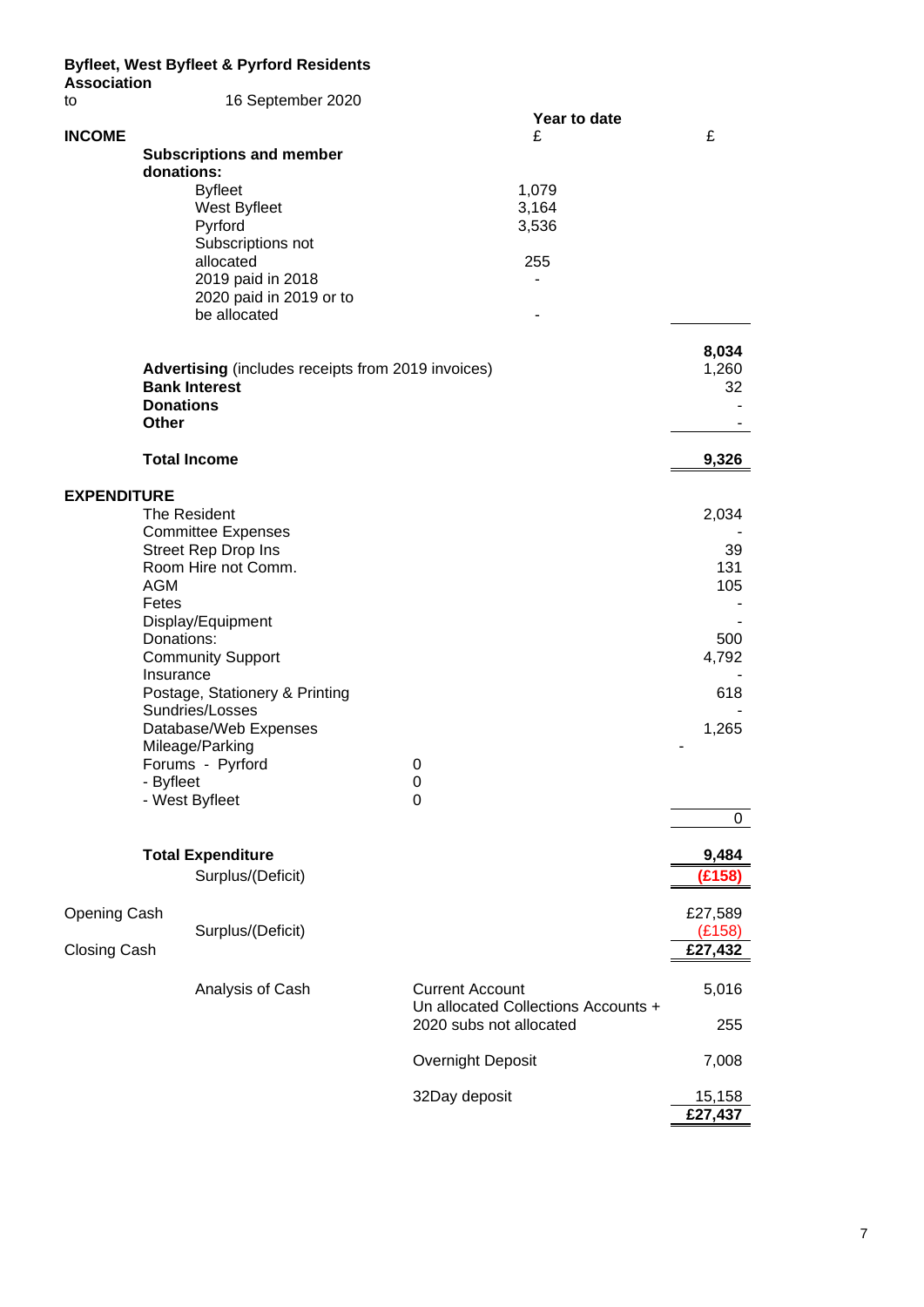**Byfleet, West Byfleet & Pyrford Residents Association**

to 16 September 2020

| | | Year to date £ | £ |
|---|---|---|---|
| **INCOME** | | | |
| **Subscriptions and member donations:** | | | |
| | Byfleet | 1,079 | |
| | West Byfleet | 3,164 | |
| | Pyrford | 3,536 | |
| | Subscriptions not allocated | 255 | |
| | 2019 paid in 2018 | - | |
| | 2020 paid in 2019 or to be allocated | - | |
| | | | **8,034** |
| **Advertising** (includes receipts from 2019 invoices) | | | 1,260 |
| **Bank Interest** | | | 32 |
| **Donations** | | | - |
| **Other** | | | - |
| **Total Income** | | | **9,326** |
| **EXPENDITURE** | | | |
| The Resident | | | 2,034 |
| Committee Expenses | | | - |
| Street Rep Drop Ins | | | 39 |
| Room Hire not Comm. | | | 131 |
| AGM | | | 105 |
| Fetes | | | - |
| Display/Equipment | | | - |
| Donations: | | | 500 |
| Community Support | | | 4,792 |
| Insurance | | | - |
| Postage, Stationery & Printing | | | 618 |
| Sundries/Losses | | | - |
| Database/Web Expenses | | | 1,265 |
| Mileage/Parking | | | - |
| Forums - Pyrford | | 0 | |
| - Byfleet | | 0 | |
| - West Byfleet | | 0 | |
| | | | 0 |
| **Total Expenditure** | | | **9,484** |
| | Surplus/(Deficit) | | **(£158)** |
| Opening Cash | | | £27,589 |
| | Surplus/(Deficit) | | (£158) |
| Closing Cash | | | **£27,432** |

| | | |
|---|---|---|
| Analysis of Cash | Current Account | 5,016 |
| | Un allocated Collections Accounts + 2020 subs not allocated | 255 |
| | Overnight Deposit | 7,008 |
| | 32Day deposit | 15,158 |
| | | **£27,437** |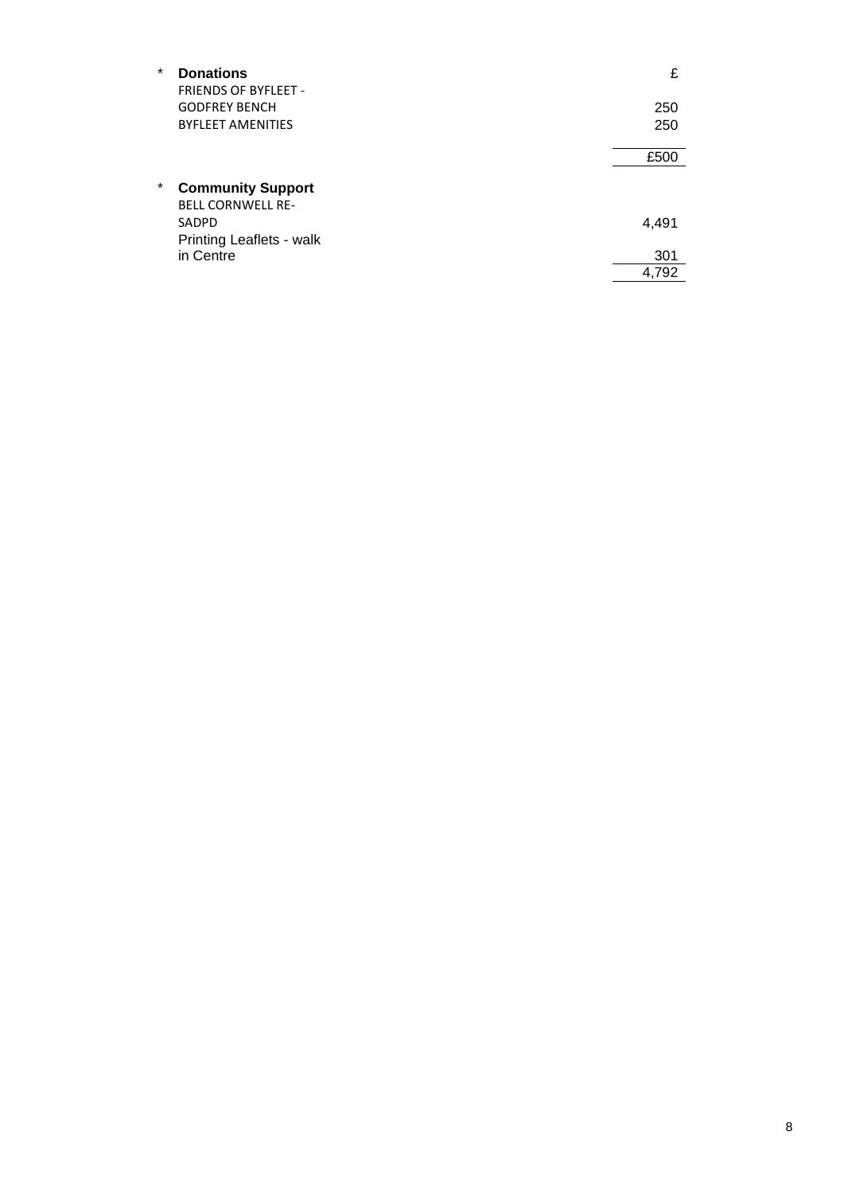| | | £ |
|---|---|---|
| * | **Donations** | |
| | FRIENDS OF BYFLEET - GODFREY BENCH | 250 |
| | BYFLEET AMENITIES | 250 |
| | | £500 |
| * | **Community Support** | |
| | BELL CORNWELL RE-SADPD | 4,491 |
| | Printing Leaflets - walk in Centre | 301 |
| | | 4,792 |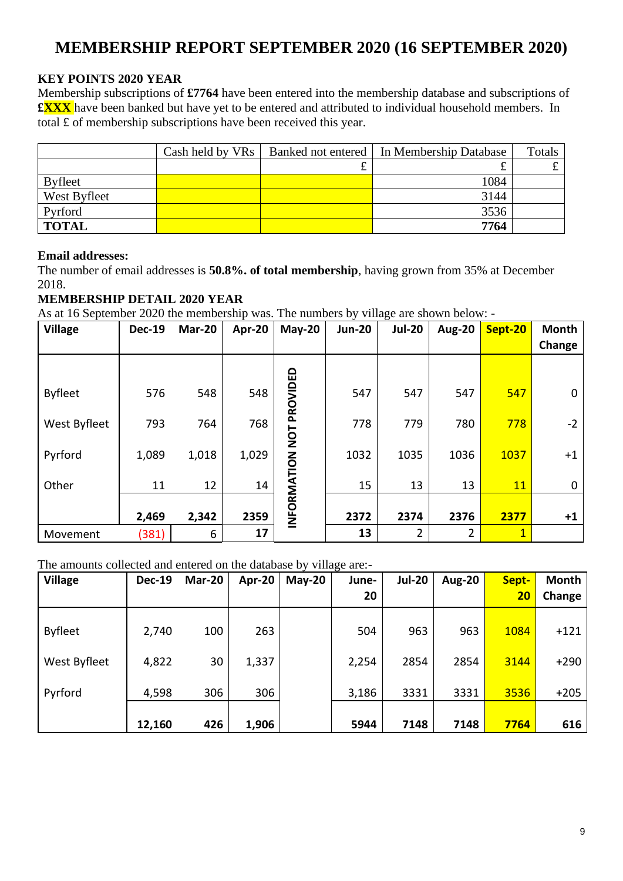# MEMBERSHIP REPORT SEPTEMBER 2020 (16 SEPTEMBER 2020)

**KEY POINTS 2020 YEAR**

Membership subscriptions of **£7764** have been entered into the membership database and subscriptions of **£XXX** have been banked but have yet to be entered and attributed to individual household members. In total £ of membership subscriptions have been received this year.

| | Cash held by VRs | Banked not entered | In Membership Database | Totals |
|---|---|---|---|---|
| | | £ | £ | £ |
| Byfleet | | | 1084 | |
| West Byfleet | | | 3144 | |
| Pyrford | | | 3536 | |
| **TOTAL** | | | **7764** | |

**Email addresses:**

The number of email addresses is **50.8%. of total membership**, having grown from 35% at December 2018.

**MEMBERSHIP DETAIL 2020 YEAR**

As at 16 September 2020 the membership was. The numbers by village are shown below: -

| Village | Dec-19 | Mar-20 | Apr-20 | May-20 | Jun-20 | Jul-20 | Aug-20 | Sept-20 | Month Change |
|---|---|---|---|---|---|---|---|---|---|
| Byfleet | 576 | 548 | 548 | INFORMATION NOT PROVIDED | 547 | 547 | 547 | 547 | 0 |
| West Byfleet | 793 | 764 | 768 | | 778 | 779 | 780 | 778 | -2 |
| Pyrford | 1,089 | 1,018 | 1,029 | | 1032 | 1035 | 1036 | 1037 | +1 |
| Other | 11 | 12 | 14 | | 15 | 13 | 13 | 11 | 0 |
| | **2,469** | **2,342** | **2359** | | **2372** | **2374** | **2376** | **2377** | **+1** |
| Movement | (381) | 6 | **17** | | **13** | 2 | 2 | 1 | |

The amounts collected and entered on the database by village are:-

| Village | Dec-19 | Mar-20 | Apr-20 | May-20 | June-20 | Jul-20 | Aug-20 | Sept-20 | Month Change |
|---|---|---|---|---|---|---|---|---|---|
| Byfleet | 2,740 | 100 | 263 | | 504 | 963 | 963 | 1084 | +121 |
| West Byfleet | 4,822 | 30 | 1,337 | | 2,254 | 2854 | 2854 | 3144 | +290 |
| Pyrford | 4,598 | 306 | 306 | | 3,186 | 3331 | 3331 | 3536 | +205 |
| | **12,160** | **426** | **1,906** | | **5944** | **7148** | **7148** | **7764** | **616** |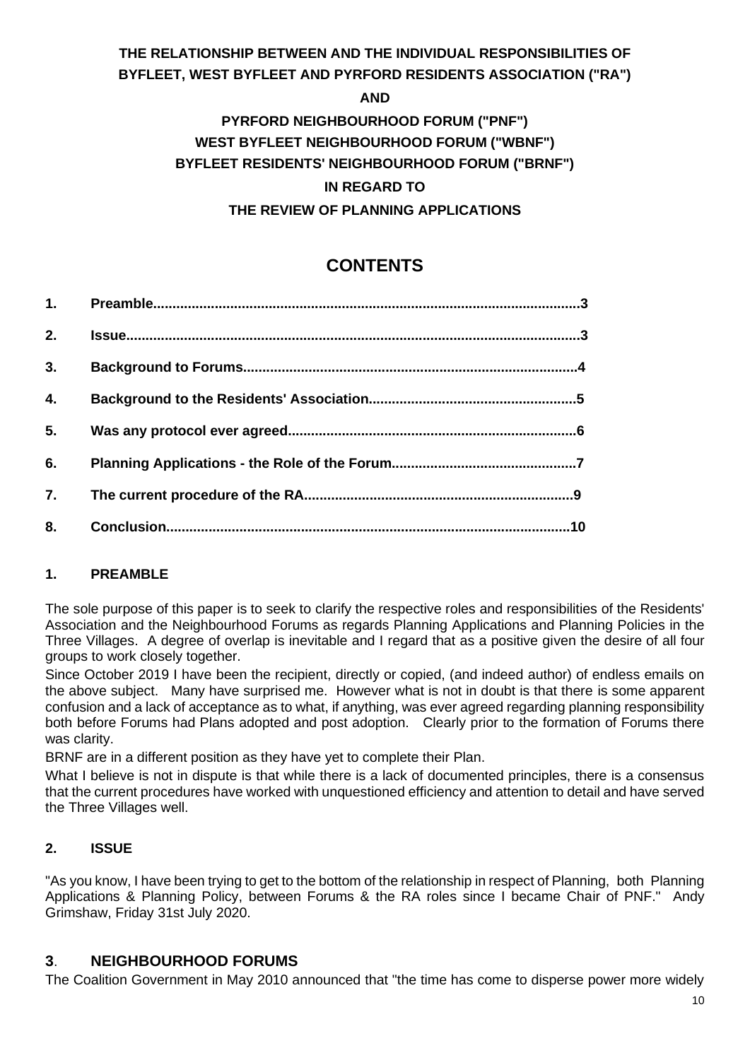**THE RELATIONSHIP BETWEEN AND THE INDIVIDUAL RESPONSIBILITIES OF BYFLEET, WEST BYFLEET AND PYRFORD RESIDENTS ASSOCIATION ("RA")**

**AND**

**PYRFORD NEIGHBOURHOOD FORUM ("PNF")**
**WEST BYFLEET NEIGHBOURHOOD FORUM ("WBNF")**
**BYFLEET RESIDENTS' NEIGHBOURHOOD FORUM ("BRNF")**

**IN REGARD TO**

**THE REVIEW OF PLANNING APPLICATIONS**

# CONTENTS

| | | |
|---|---|---|
| **1.** | **Preamble** | **3** |
| **2.** | **Issue** | **3** |
| **3.** | **Background to Forums** | **4** |
| **4.** | **Background to the Residents' Association** | **5** |
| **5.** | **Was any protocol ever agreed** | **6** |
| **6.** | **Planning Applications - the Role of the Forum** | **7** |
| **7.** | **The current procedure of the RA** | **9** |
| **8.** | **Conclusion** | **10** |

## 1. PREAMBLE

The sole purpose of this paper is to seek to clarify the respective roles and responsibilities of the Residents' Association and the Neighbourhood Forums as regards Planning Applications and Planning Policies in the Three Villages. A degree of overlap is inevitable and I regard that as a positive given the desire of all four groups to work closely together.

Since October 2019 I have been the recipient, directly or copied, (and indeed author) of endless emails on the above subject. Many have surprised me. However what is not in doubt is that there is some apparent confusion and a lack of acceptance as to what, if anything, was ever agreed regarding planning responsibility both before Forums had Plans adopted and post adoption. Clearly prior to the formation of Forums there was clarity.

BRNF are in a different position as they have yet to complete their Plan.

What I believe is not in dispute is that while there is a lack of documented principles, there is a consensus that the current procedures have worked with unquestioned efficiency and attention to detail and have served the Three Villages well.

## 2. ISSUE

"As you know, I have been trying to get to the bottom of the relationship in respect of Planning, both Planning Applications & Planning Policy, between Forums & the RA roles since I became Chair of PNF." Andy Grimshaw, Friday 31st July 2020.

## 3. NEIGHBOURHOOD FORUMS

The Coalition Government in May 2010 announced that "the time has come to disperse power more widely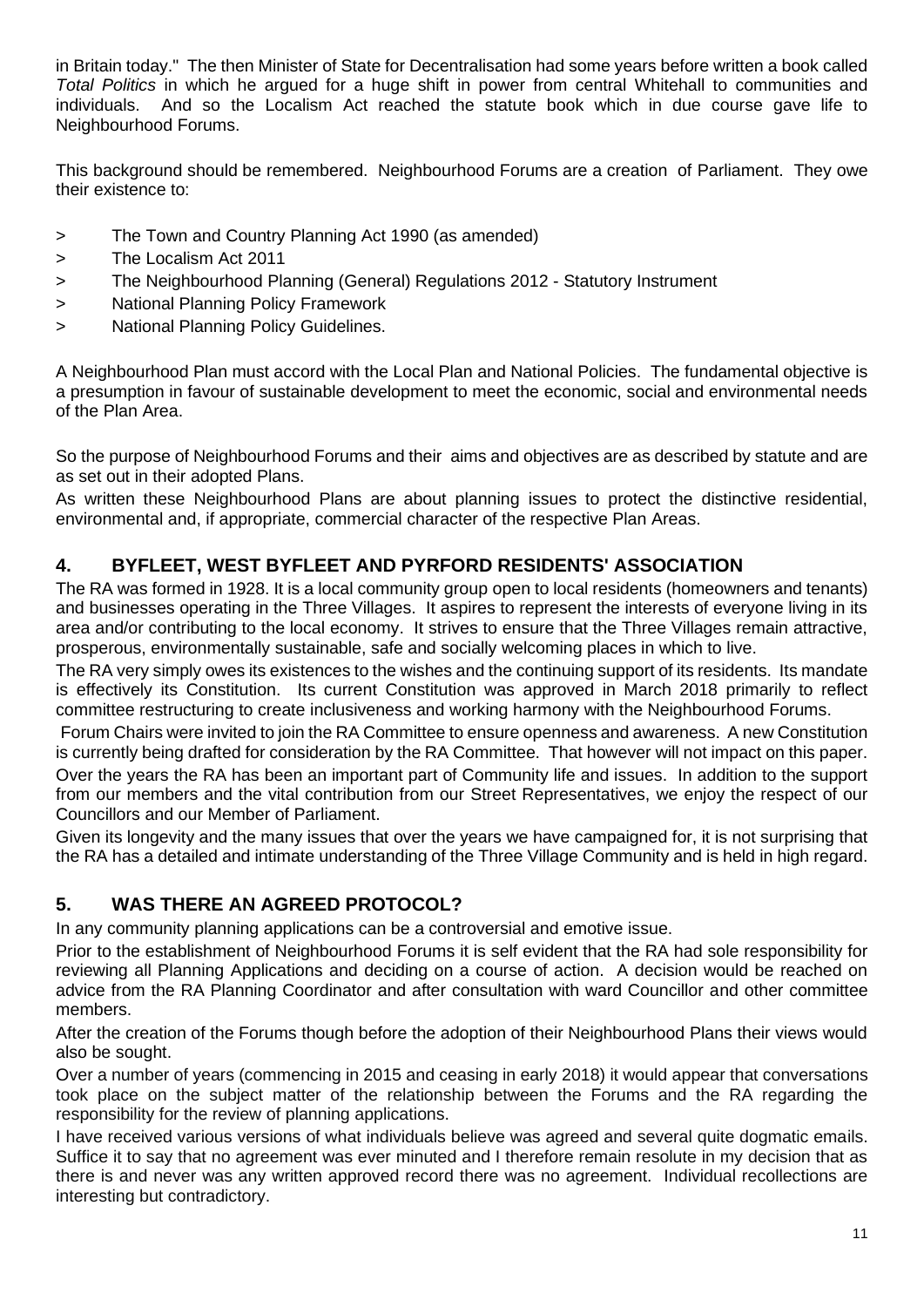in Britain today." The then Minister of State for Decentralisation had some years before written a book called *Total Politics* in which he argued for a huge shift in power from central Whitehall to communities and individuals. And so the Localism Act reached the statute book which in due course gave life to Neighbourhood Forums.

This background should be remembered. Neighbourhood Forums are a creation of Parliament. They owe their existence to:

> The Town and Country Planning Act 1990 (as amended)
> The Localism Act 2011
> The Neighbourhood Planning (General) Regulations 2012 - Statutory Instrument
> National Planning Policy Framework
> National Planning Policy Guidelines.

A Neighbourhood Plan must accord with the Local Plan and National Policies. The fundamental objective is a presumption in favour of sustainable development to meet the economic, social and environmental needs of the Plan Area.

So the purpose of Neighbourhood Forums and their aims and objectives are as described by statute and are as set out in their adopted Plans.

As written these Neighbourhood Plans are about planning issues to protect the distinctive residential, environmental and, if appropriate, commercial character of the respective Plan Areas.

## 4. BYFLEET, WEST BYFLEET AND PYRFORD RESIDENTS' ASSOCIATION

The RA was formed in 1928. It is a local community group open to local residents (homeowners and tenants) and businesses operating in the Three Villages. It aspires to represent the interests of everyone living in its area and/or contributing to the local economy. It strives to ensure that the Three Villages remain attractive, prosperous, environmentally sustainable, safe and socially welcoming places in which to live.

The RA very simply owes its existences to the wishes and the continuing support of its residents. Its mandate is effectively its Constitution. Its current Constitution was approved in March 2018 primarily to reflect committee restructuring to create inclusiveness and working harmony with the Neighbourhood Forums.

Forum Chairs were invited to join the RA Committee to ensure openness and awareness. A new Constitution is currently being drafted for consideration by the RA Committee. That however will not impact on this paper.

Over the years the RA has been an important part of Community life and issues. In addition to the support from our members and the vital contribution from our Street Representatives, we enjoy the respect of our Councillors and our Member of Parliament.

Given its longevity and the many issues that over the years we have campaigned for, it is not surprising that the RA has a detailed and intimate understanding of the Three Village Community and is held in high regard.

## 5. WAS THERE AN AGREED PROTOCOL?

In any community planning applications can be a controversial and emotive issue.

Prior to the establishment of Neighbourhood Forums it is self evident that the RA had sole responsibility for reviewing all Planning Applications and deciding on a course of action. A decision would be reached on advice from the RA Planning Coordinator and after consultation with ward Councillor and other committee members.

After the creation of the Forums though before the adoption of their Neighbourhood Plans their views would also be sought.

Over a number of years (commencing in 2015 and ceasing in early 2018) it would appear that conversations took place on the subject matter of the relationship between the Forums and the RA regarding the responsibility for the review of planning applications.

I have received various versions of what individuals believe was agreed and several quite dogmatic emails. Suffice it to say that no agreement was ever minuted and I therefore remain resolute in my decision that as there is and never was any written approved record there was no agreement. Individual recollections are interesting but contradictory.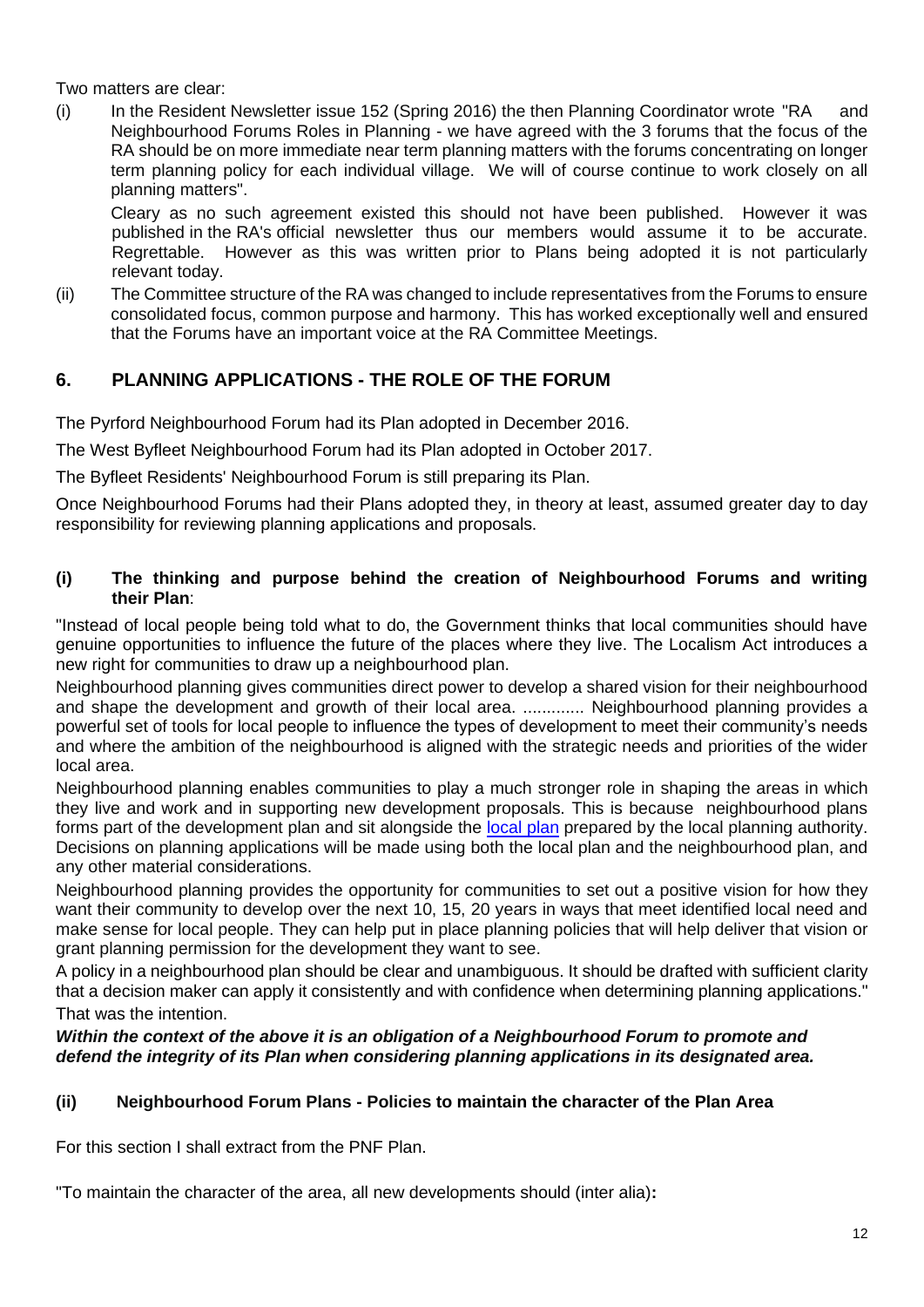Two matters are clear:

(i) In the Resident Newsletter issue 152 (Spring 2016) the then Planning Coordinator wrote "RA and Neighbourhood Forums Roles in Planning - we have agreed with the 3 forums that the focus of the RA should be on more immediate near term planning matters with the forums concentrating on longer term planning policy for each individual village. We will of course continue to work closely on all planning matters".

Cleary as no such agreement existed this should not have been published. However it was published in the RA's official newsletter thus our members would assume it to be accurate. Regrettable. However as this was written prior to Plans being adopted it is not particularly relevant today.

(ii) The Committee structure of the RA was changed to include representatives from the Forums to ensure consolidated focus, common purpose and harmony. This has worked exceptionally well and ensured that the Forums have an important voice at the RA Committee Meetings.

## 6. PLANNING APPLICATIONS - THE ROLE OF THE FORUM

The Pyrford Neighbourhood Forum had its Plan adopted in December 2016.

The West Byfleet Neighbourhood Forum had its Plan adopted in October 2017.

The Byfleet Residents' Neighbourhood Forum is still preparing its Plan.

Once Neighbourhood Forums had their Plans adopted they, in theory at least, assumed greater day to day responsibility for reviewing planning applications and proposals.

### (i) The thinking and purpose behind the creation of Neighbourhood Forums and writing their Plan:

"Instead of local people being told what to do, the Government thinks that local communities should have genuine opportunities to influence the future of the places where they live. The Localism Act introduces a new right for communities to draw up a neighbourhood plan.

Neighbourhood planning gives communities direct power to develop a shared vision for their neighbourhood and shape the development and growth of their local area. ............. Neighbourhood planning provides a powerful set of tools for local people to influence the types of development to meet their community's needs and where the ambition of the neighbourhood is aligned with the strategic needs and priorities of the wider local area.

Neighbourhood planning enables communities to play a much stronger role in shaping the areas in which they live and work and in supporting new development proposals. This is because neighbourhood plans forms part of the development plan and sit alongside the local plan prepared by the local planning authority. Decisions on planning applications will be made using both the local plan and the neighbourhood plan, and any other material considerations.

Neighbourhood planning provides the opportunity for communities to set out a positive vision for how they want their community to develop over the next 10, 15, 20 years in ways that meet identified local need and make sense for local people. They can help put in place planning policies that will help deliver that vision or grant planning permission for the development they want to see.

A policy in a neighbourhood plan should be clear and unambiguous. It should be drafted with sufficient clarity that a decision maker can apply it consistently and with confidence when determining planning applications."

That was the intention.

***Within the context of the above it is an obligation of a Neighbourhood Forum to promote and defend the integrity of its Plan when considering planning applications in its designated area.***

### (ii) Neighbourhood Forum Plans - Policies to maintain the character of the Plan Area

For this section I shall extract from the PNF Plan.

"To maintain the character of the area, all new developments should (inter alia)**:**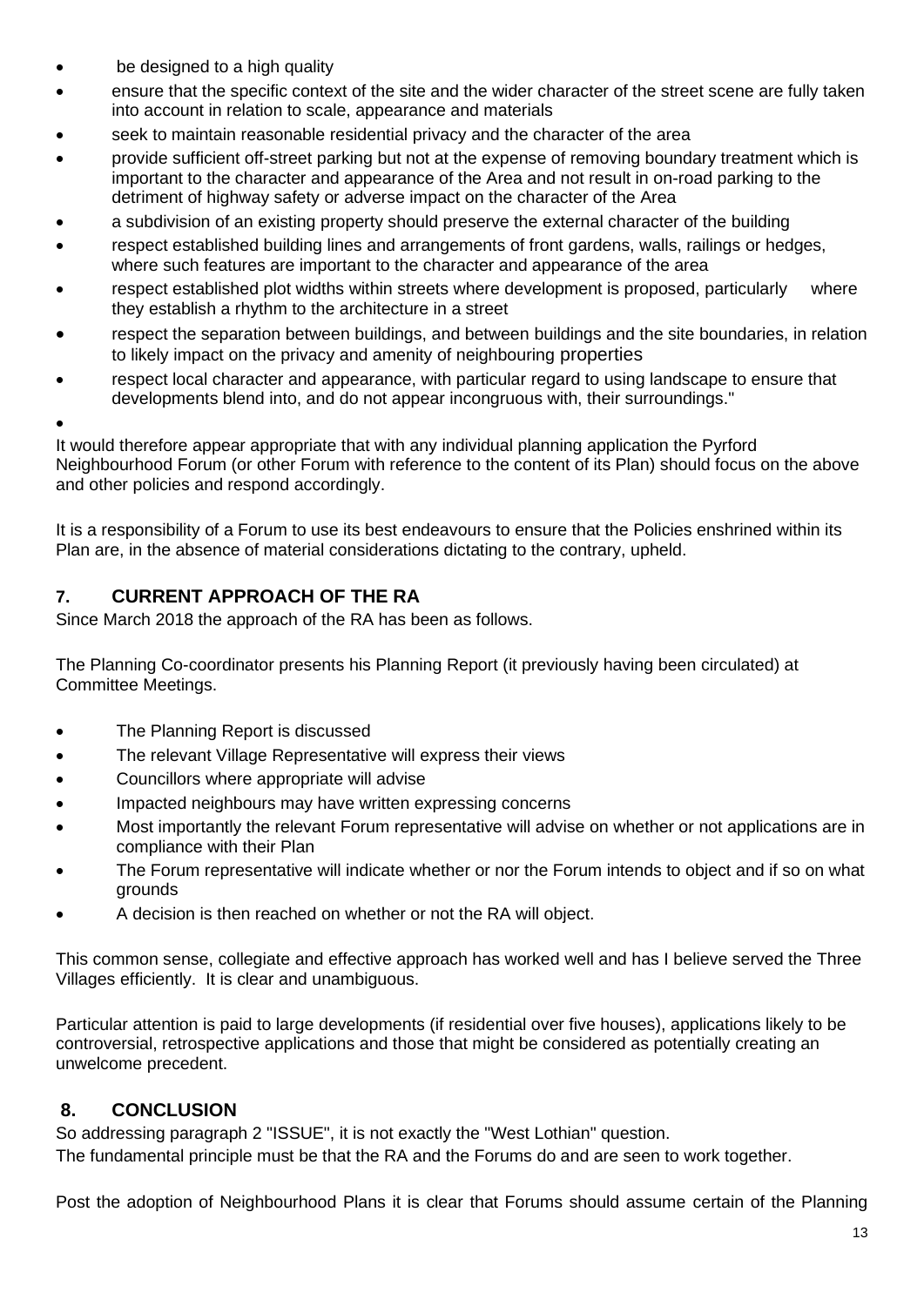- be designed to a high quality
- ensure that the specific context of the site and the wider character of the street scene are fully taken into account in relation to scale, appearance and materials
- seek to maintain reasonable residential privacy and the character of the area
- provide sufficient off-street parking but not at the expense of removing boundary treatment which is important to the character and appearance of the Area and not result in on-road parking to the detriment of highway safety or adverse impact on the character of the Area
- a subdivision of an existing property should preserve the external character of the building
- respect established building lines and arrangements of front gardens, walls, railings or hedges, where such features are important to the character and appearance of the area
- respect established plot widths within streets where development is proposed, particularly where they establish a rhythm to the architecture in a street
- respect the separation between buildings, and between buildings and the site boundaries, in relation to likely impact on the privacy and amenity of neighbouring properties
- respect local character and appearance, with particular regard to using landscape to ensure that developments blend into, and do not appear incongruous with, their surroundings."

It would therefore appear appropriate that with any individual planning application the Pyrford Neighbourhood Forum (or other Forum with reference to the content of its Plan) should focus on the above and other policies and respond accordingly.

It is a responsibility of a Forum to use its best endeavours to ensure that the Policies enshrined within its Plan are, in the absence of material considerations dictating to the contrary, upheld.

## 7. CURRENT APPROACH OF THE RA

Since March 2018 the approach of the RA has been as follows.

The Planning Co-coordinator presents his Planning Report (it previously having been circulated) at Committee Meetings.

- The Planning Report is discussed
- The relevant Village Representative will express their views
- Councillors where appropriate will advise
- Impacted neighbours may have written expressing concerns
- Most importantly the relevant Forum representative will advise on whether or not applications are in compliance with their Plan
- The Forum representative will indicate whether or nor the Forum intends to object and if so on what grounds
- A decision is then reached on whether or not the RA will object.

This common sense, collegiate and effective approach has worked well and has I believe served the Three Villages efficiently. It is clear and unambiguous.

Particular attention is paid to large developments (if residential over five houses), applications likely to be controversial, retrospective applications and those that might be considered as potentially creating an unwelcome precedent.

## 8. CONCLUSION

So addressing paragraph 2 "ISSUE", it is not exactly the "West Lothian" question.
The fundamental principle must be that the RA and the Forums do and are seen to work together.

Post the adoption of Neighbourhood Plans it is clear that Forums should assume certain of the Planning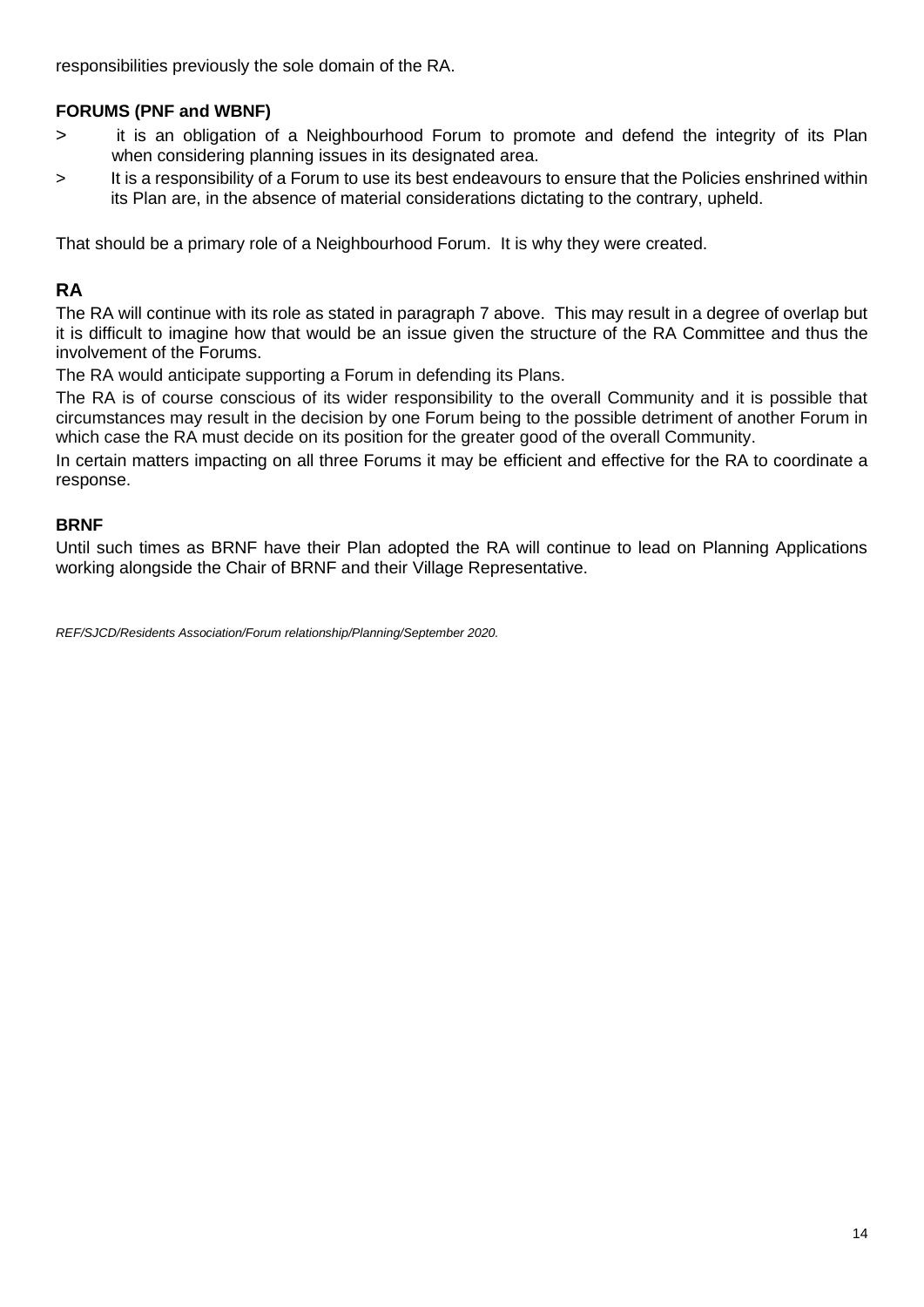responsibilities previously the sole domain of the RA.

**FORUMS (PNF and WBNF)**

> it is an obligation of a Neighbourhood Forum to promote and defend the integrity of its Plan when considering planning issues in its designated area.

> It is a responsibility of a Forum to use its best endeavours to ensure that the Policies enshrined within its Plan are, in the absence of material considerations dictating to the contrary, upheld.

That should be a primary role of a Neighbourhood Forum. It is why they were created.

## RA

The RA will continue with its role as stated in paragraph 7 above. This may result in a degree of overlap but it is difficult to imagine how that would be an issue given the structure of the RA Committee and thus the involvement of the Forums.

The RA would anticipate supporting a Forum in defending its Plans.

The RA is of course conscious of its wider responsibility to the overall Community and it is possible that circumstances may result in the decision by one Forum being to the possible detriment of another Forum in which case the RA must decide on its position for the greater good of the overall Community.

In certain matters impacting on all three Forums it may be efficient and effective for the RA to coordinate a response.

**BRNF**

Until such times as BRNF have their Plan adopted the RA will continue to lead on Planning Applications working alongside the Chair of BRNF and their Village Representative.

*REF/SJCD/Residents Association/Forum relationship/Planning/September 2020.*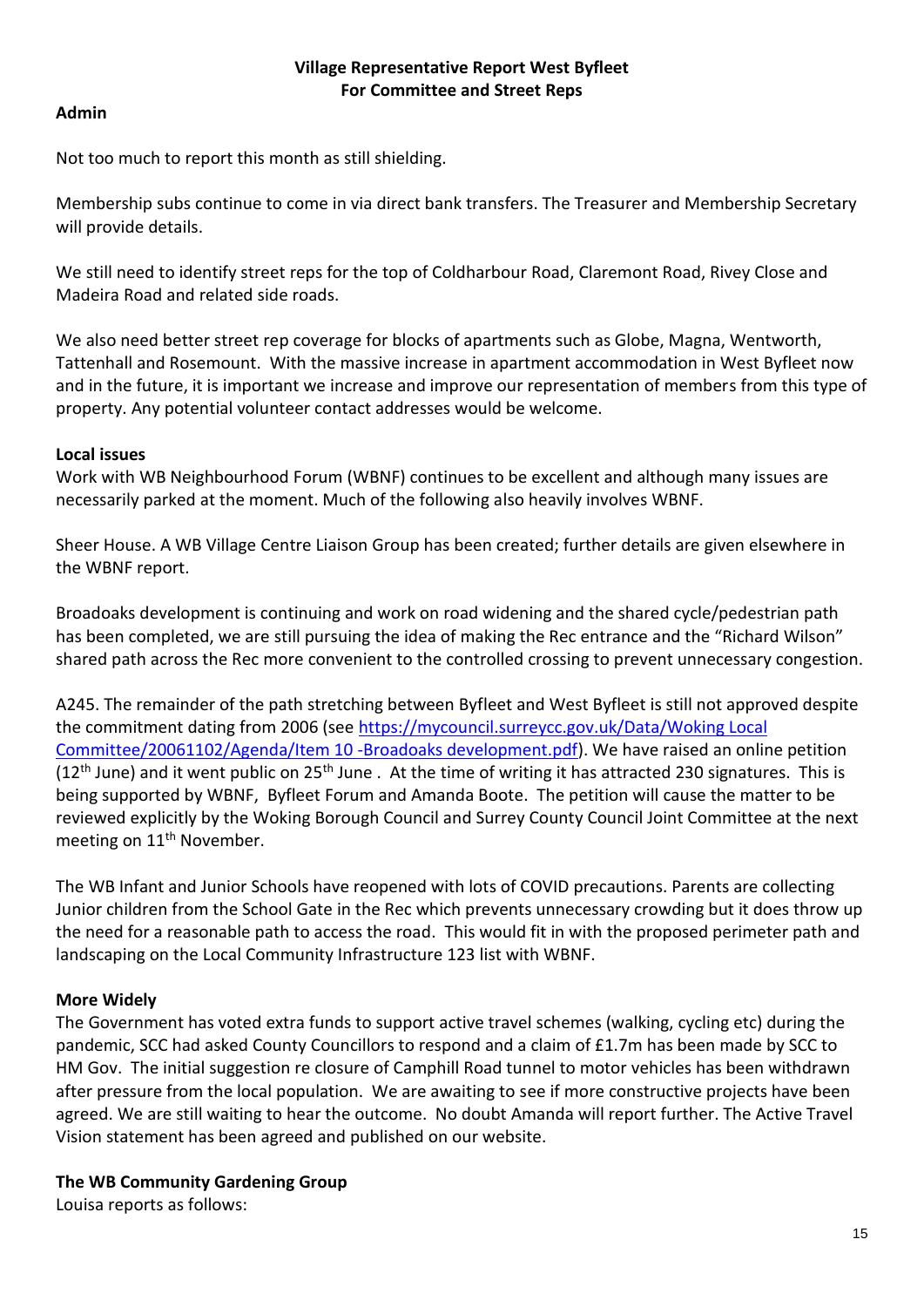**Village Representative Report West Byfleet**
**For Committee and Street Reps**

**Admin**

Not too much to report this month as still shielding.

Membership subs continue to come in via direct bank transfers. The Treasurer and Membership Secretary will provide details.

We still need to identify street reps for the top of Coldharbour Road, Claremont Road, Rivey Close and Madeira Road and related side roads.

We also need better street rep coverage for blocks of apartments such as Globe, Magna, Wentworth, Tattenhall and Rosemount. With the massive increase in apartment accommodation in West Byfleet now and in the future, it is important we increase and improve our representation of members from this type of property. Any potential volunteer contact addresses would be welcome.

**Local issues**

Work with WB Neighbourhood Forum (WBNF) continues to be excellent and although many issues are necessarily parked at the moment. Much of the following also heavily involves WBNF.

Sheer House. A WB Village Centre Liaison Group has been created; further details are given elsewhere in the WBNF report.

Broadoaks development is continuing and work on road widening and the shared cycle/pedestrian path has been completed, we are still pursuing the idea of making the Rec entrance and the "Richard Wilson" shared path across the Rec more convenient to the controlled crossing to prevent unnecessary congestion.

A245. The remainder of the path stretching between Byfleet and West Byfleet is still not approved despite the commitment dating from 2006 (see [https://mycouncil.surreycc.gov.uk/Data/Woking Local Committee/20061102/Agenda/Item 10 -Broadoaks development.pdf](https://mycouncil.surreycc.gov.uk/Data/Woking Local Committee/20061102/Agenda/Item 10 -Broadoaks development.pdf)). We have raised an online petition (12th June) and it went public on 25th June . At the time of writing it has attracted 230 signatures. This is being supported by WBNF, Byfleet Forum and Amanda Boote. The petition will cause the matter to be reviewed explicitly by the Woking Borough Council and Surrey County Council Joint Committee at the next meeting on 11th November.

The WB Infant and Junior Schools have reopened with lots of COVID precautions. Parents are collecting Junior children from the School Gate in the Rec which prevents unnecessary crowding but it does throw up the need for a reasonable path to access the road. This would fit in with the proposed perimeter path and landscaping on the Local Community Infrastructure 123 list with WBNF.

**More Widely**

The Government has voted extra funds to support active travel schemes (walking, cycling etc) during the pandemic, SCC had asked County Councillors to respond and a claim of £1.7m has been made by SCC to HM Gov. The initial suggestion re closure of Camphill Road tunnel to motor vehicles has been withdrawn after pressure from the local population. We are awaiting to see if more constructive projects have been agreed. We are still waiting to hear the outcome. No doubt Amanda will report further. The Active Travel Vision statement has been agreed and published on our website.

**The WB Community Gardening Group**

Louisa reports as follows: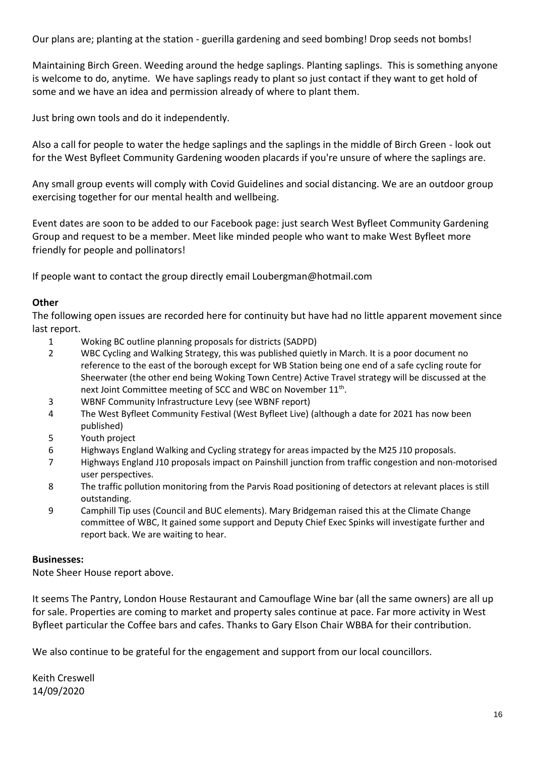Our plans are; planting at the station - guerilla gardening and seed bombing! Drop seeds not bombs!

Maintaining Birch Green. Weeding around the hedge saplings. Planting saplings. This is something anyone is welcome to do, anytime. We have saplings ready to plant so just contact if they want to get hold of some and we have an idea and permission already of where to plant them.

Just bring own tools and do it independently.

Also a call for people to water the hedge saplings and the saplings in the middle of Birch Green - look out for the West Byfleet Community Gardening wooden placards if you're unsure of where the saplings are.

Any small group events will comply with Covid Guidelines and social distancing. We are an outdoor group exercising together for our mental health and wellbeing.

Event dates are soon to be added to our Facebook page: just search West Byfleet Community Gardening Group and request to be a member. Meet like minded people who want to make West Byfleet more friendly for people and pollinators!

If people want to contact the group directly email Loubergman@hotmail.com

**Other**

The following open issues are recorded here for continuity but have had no little apparent movement since last report.

1. Woking BC outline planning proposals for districts (SADPD)
2. WBC Cycling and Walking Strategy, this was published quietly in March. It is a poor document no reference to the east of the borough except for WB Station being one end of a safe cycling route for Sheerwater (the other end being Woking Town Centre) Active Travel strategy will be discussed at the next Joint Committee meeting of SCC and WBC on November 11th.
3. WBNF Community Infrastructure Levy (see WBNF report)
4. The West Byfleet Community Festival (West Byfleet Live) (although a date for 2021 has now been published)
5. Youth project
6. Highways England Walking and Cycling strategy for areas impacted by the M25 J10 proposals.
7. Highways England J10 proposals impact on Painshill junction from traffic congestion and non-motorised user perspectives.
8. The traffic pollution monitoring from the Parvis Road positioning of detectors at relevant places is still outstanding.
9. Camphill Tip uses (Council and BUC elements). Mary Bridgeman raised this at the Climate Change committee of WBC, It gained some support and Deputy Chief Exec Spinks will investigate further and report back. We are waiting to hear.

**Businesses:**

Note Sheer House report above.

It seems The Pantry, London House Restaurant and Camouflage Wine bar (all the same owners) are all up for sale. Properties are coming to market and property sales continue at pace. Far more activity in West Byfleet particular the Coffee bars and cafes. Thanks to Gary Elson Chair WBBA for their contribution.

We also continue to be grateful for the engagement and support from our local councillors.

Keith Creswell
14/09/2020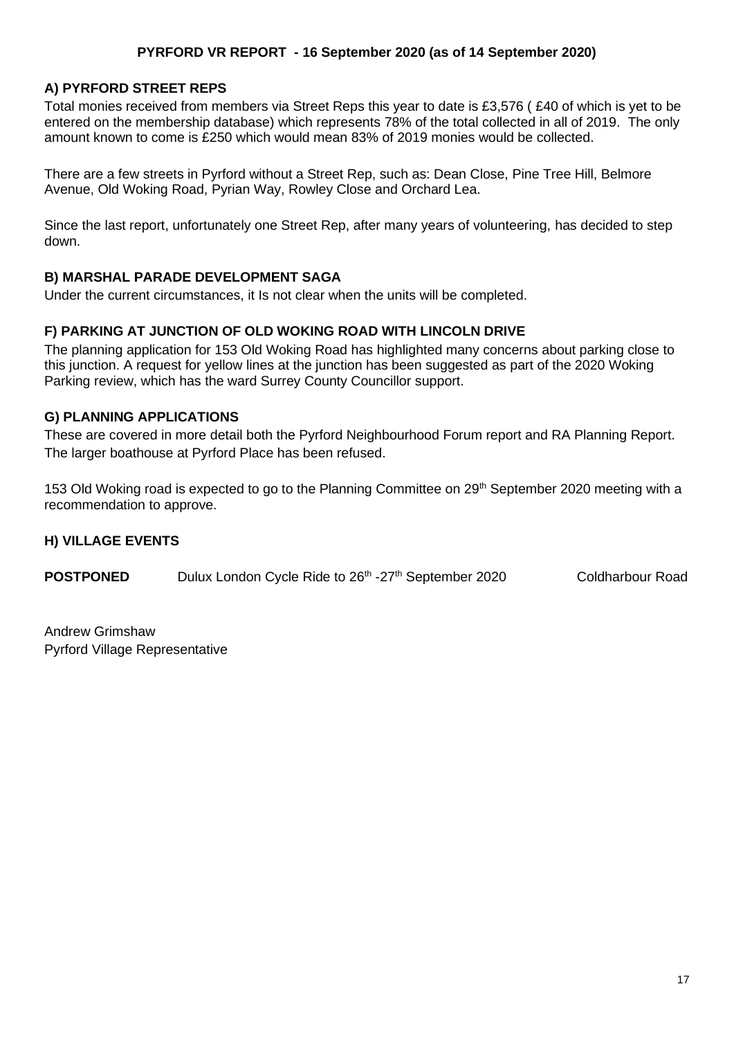# PYRFORD VR REPORT - 16 September 2020 (as of 14 September 2020)

## A) PYRFORD STREET REPS

Total monies received from members via Street Reps this year to date is £3,576 ( £40 of which is yet to be entered on the membership database) which represents 78% of the total collected in all of 2019. The only amount known to come is £250 which would mean 83% of 2019 monies would be collected.

There are a few streets in Pyrford without a Street Rep, such as: Dean Close, Pine Tree Hill, Belmore Avenue, Old Woking Road, Pyrian Way, Rowley Close and Orchard Lea.

Since the last report, unfortunately one Street Rep, after many years of volunteering, has decided to step down.

## B) MARSHAL PARADE DEVELOPMENT SAGA

Under the current circumstances, it Is not clear when the units will be completed.

## F) PARKING AT JUNCTION OF OLD WOKING ROAD WITH LINCOLN DRIVE

The planning application for 153 Old Woking Road has highlighted many concerns about parking close to this junction. A request for yellow lines at the junction has been suggested as part of the 2020 Woking Parking review, which has the ward Surrey County Councillor support.

## G) PLANNING APPLICATIONS

These are covered in more detail both the Pyrford Neighbourhood Forum report and RA Planning Report. The larger boathouse at Pyrford Place has been refused.

153 Old Woking road is expected to go to the Planning Committee on 29th September 2020 meeting with a recommendation to approve.

## H) VILLAGE EVENTS

| | | |
|---|---|---|
| **POSTPONED** | Dulux London Cycle Ride to 26th -27th September 2020 | Coldharbour Road |

Andrew Grimshaw
Pyrford Village Representative